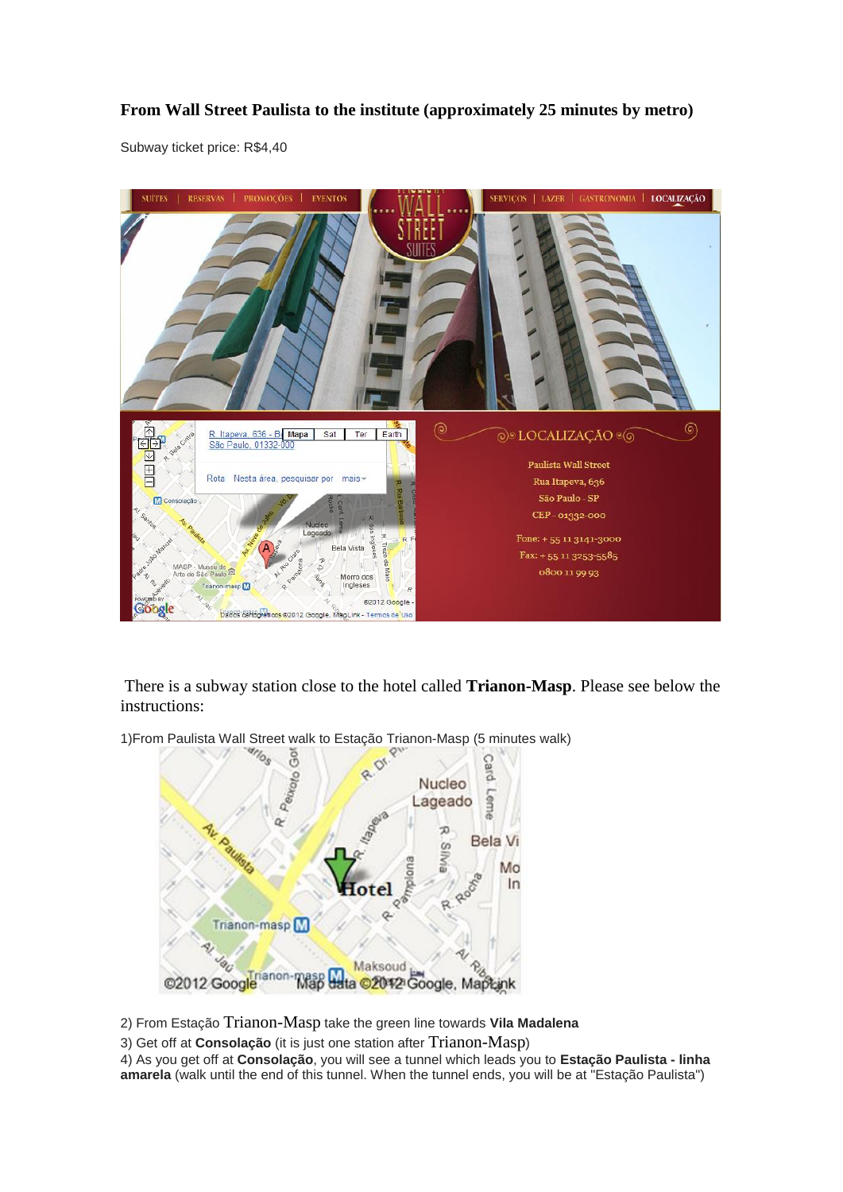**From Wall Street Paulista to the institute (approximately 25 minutes by metro)**

Subway ticket price: R$4,40

There is a subway station close to the hotel called **Trianon-Masp**. Please see below the instructions:

1)From Paulista Wall Street walk to Estação Trianon-Masp (5 minutes walk)

2) From Estação Trianon-Masp take the green line towards **Vila Madalena**

3) Get off at **Consolação** (it is just one station after Trianon-Masp)

4) As you get off at **Consolação**, you will see a tunnel which leads you to **Estação Paulista - linha amarela** (walk until the end of this tunnel. When the tunnel ends, you will be at "Estação Paulista")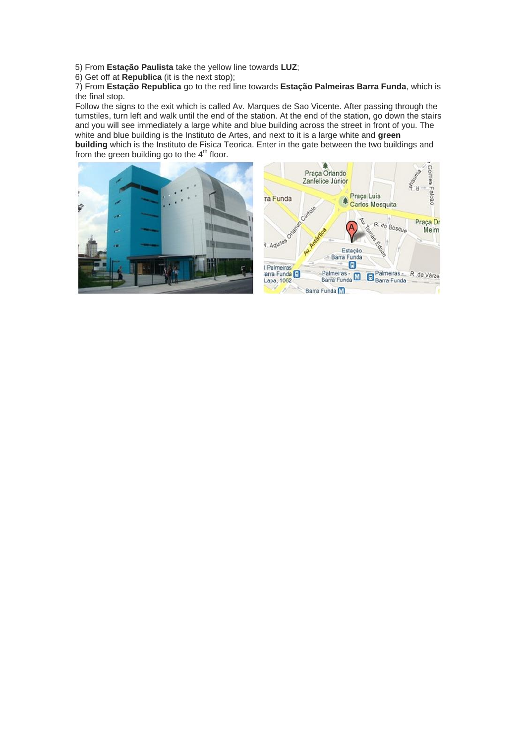5) From **Estação Paulista** take the yellow line towards **LUZ**;

6) Get off at **Republica** (it is the next stop);

7) From **Estação Republica** go to the red line towards **Estação Palmeiras Barra Funda**, which is the final stop.

Follow the signs to the exit which is called Av. Marques de Sao Vicente. After passing through the turnstiles, turn left and walk until the end of the station. At the end of the station, go down the stairs and you will see immediately a large white and blue building across the street in front of you. The white and blue building is the Instituto de Artes, and next to it is a large white and **green building** which is the Instituto de Fisica Teorica. Enter in the gate between the two buildings and from the green building go to the 4th floor.